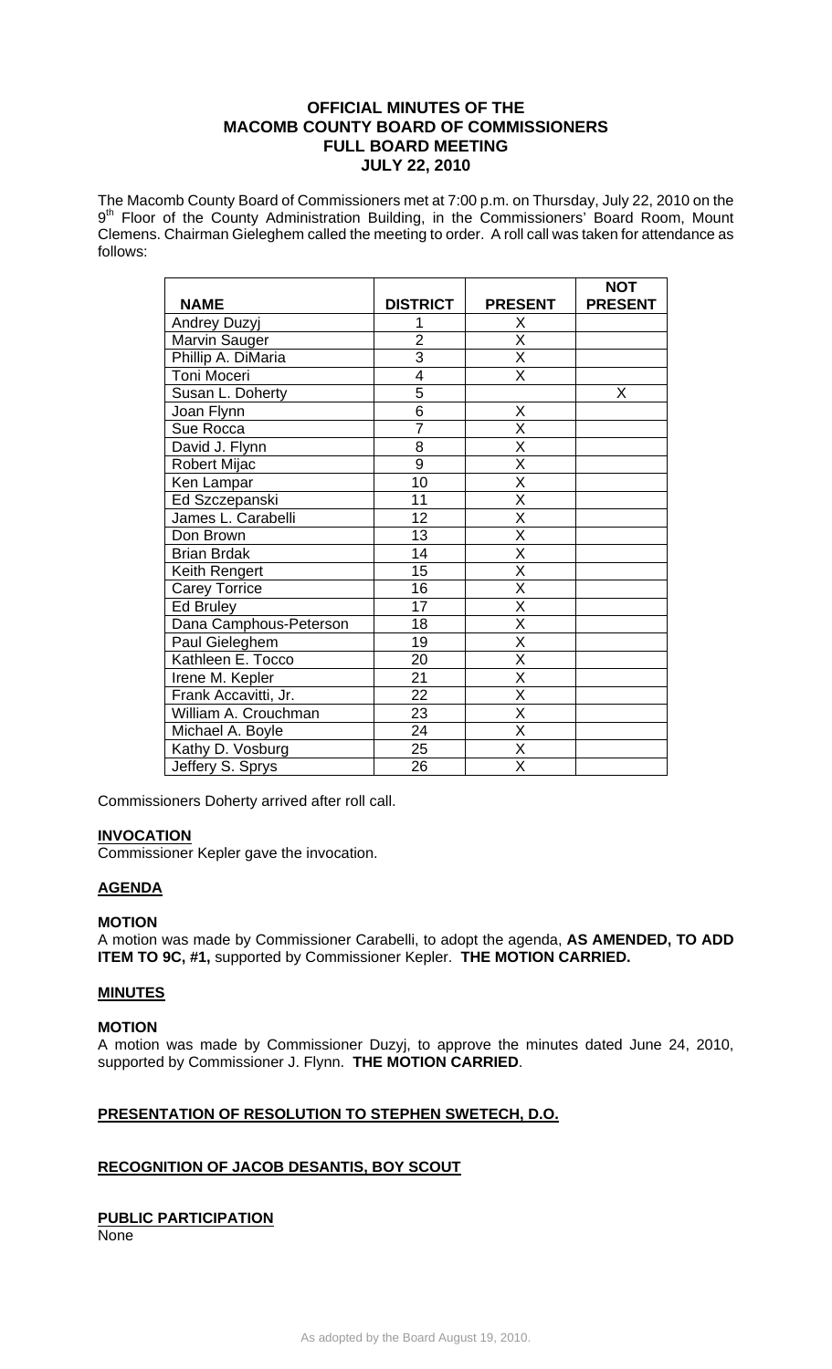# OFFICIAL MINUTES OF THE MACOMB COUNTY BOARD OF COMMISSIONERS FULL BOARD MEETING JULY 22, 2010

The Macomb County Board of Commissioners met at 7:00 p.m. on Thursday, July 22, 2010 on the 9th Floor of the County Administration Building, in the Commissioners' Board Room, Mount Clemens. Chairman Gieleghem called the meeting to order. A roll call was taken for attendance as follows:

| NAME | DISTRICT | PRESENT | NOT PRESENT |
|---|---|---|---|
| Andrey Duzyj | 1 | X | |
| Marvin Sauger | 2 | X | |
| Phillip A. DiMaria | 3 | X | |
| Toni Moceri | 4 | X | |
| Susan L. Doherty | 5 | | X |
| Joan Flynn | 6 | X | |
| Sue Rocca | 7 | X | |
| David J. Flynn | 8 | X | |
| Robert Mijac | 9 | X | |
| Ken Lampar | 10 | X | |
| Ed Szczepanski | 11 | X | |
| James L. Carabelli | 12 | X | |
| Don Brown | 13 | X | |
| Brian Brdak | 14 | X | |
| Keith Rengert | 15 | X | |
| Carey Torrice | 16 | X | |
| Ed Bruley | 17 | X | |
| Dana Camphous-Peterson | 18 | X | |
| Paul Gieleghem | 19 | X | |
| Kathleen E. Tocco | 20 | X | |
| Irene M. Kepler | 21 | X | |
| Frank Accavitti, Jr. | 22 | X | |
| William A. Crouchman | 23 | X | |
| Michael A. Boyle | 24 | X | |
| Kathy D. Vosburg | 25 | X | |
| Jeffery S. Sprys | 26 | X | |

Commissioners Doherty arrived after roll call.

**INVOCATION**

Commissioner Kepler gave the invocation.

**AGENDA**

**MOTION**

A motion was made by Commissioner Carabelli, to adopt the agenda, **AS AMENDED, TO ADD ITEM TO 9C, #1,** supported by Commissioner Kepler. **THE MOTION CARRIED.**

**MINUTES**

**MOTION**

A motion was made by Commissioner Duzyj, to approve the minutes dated June 24, 2010, supported by Commissioner J. Flynn. **THE MOTION CARRIED**.

**PRESENTATION OF RESOLUTION TO STEPHEN SWETECH, D.O.**

**RECOGNITION OF JACOB DESANTIS, BOY SCOUT**

**PUBLIC PARTICIPATION**

None

As adopted by the Board August 19, 2010.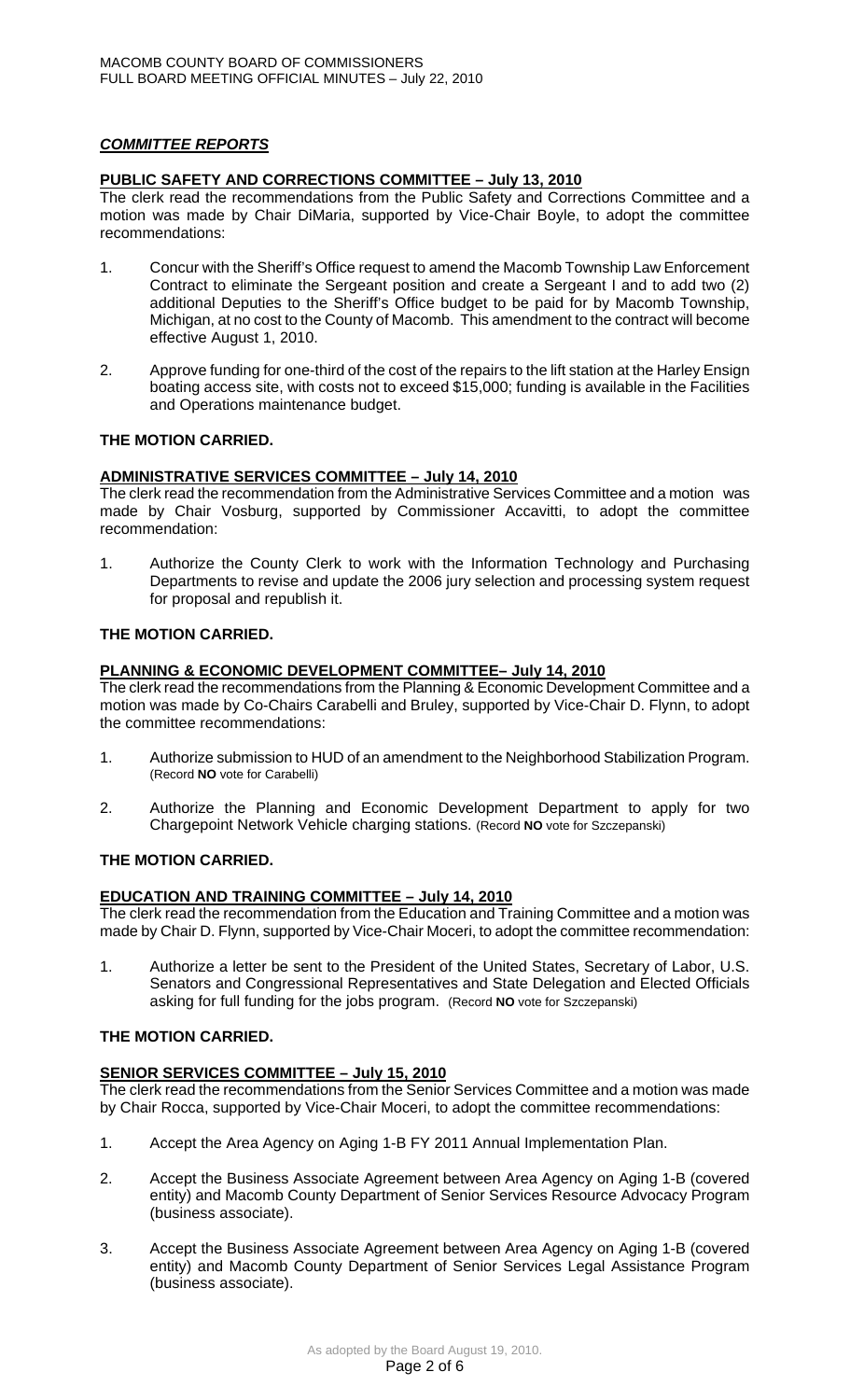## *COMMITTEE REPORTS*

### PUBLIC SAFETY AND CORRECTIONS COMMITTEE – July 13, 2010

The clerk read the recommendations from the Public Safety and Corrections Committee and a motion was made by Chair DiMaria, supported by Vice-Chair Boyle, to adopt the committee recommendations:

1. Concur with the Sheriff's Office request to amend the Macomb Township Law Enforcement Contract to eliminate the Sergeant position and create a Sergeant I and to add two (2) additional Deputies to the Sheriff's Office budget to be paid for by Macomb Township, Michigan, at no cost to the County of Macomb. This amendment to the contract will become effective August 1, 2010.

2. Approve funding for one-third of the cost of the repairs to the lift station at the Harley Ensign boating access site, with costs not to exceed $15,000; funding is available in the Facilities and Operations maintenance budget.

**THE MOTION CARRIED.**

### ADMINISTRATIVE SERVICES COMMITTEE – July 14, 2010

The clerk read the recommendation from the Administrative Services Committee and a motion was made by Chair Vosburg, supported by Commissioner Accavitti, to adopt the committee recommendation:

1. Authorize the County Clerk to work with the Information Technology and Purchasing Departments to revise and update the 2006 jury selection and processing system request for proposal and republish it.

**THE MOTION CARRIED.**

### PLANNING & ECONOMIC DEVELOPMENT COMMITTEE– July 14, 2010

The clerk read the recommendations from the Planning & Economic Development Committee and a motion was made by Co-Chairs Carabelli and Bruley, supported by Vice-Chair D. Flynn, to adopt the committee recommendations:

1. Authorize submission to HUD of an amendment to the Neighborhood Stabilization Program. (Record **NO** vote for Carabelli)

2. Authorize the Planning and Economic Development Department to apply for two Chargepoint Network Vehicle charging stations. (Record **NO** vote for Szczepanski)

**THE MOTION CARRIED.**

### EDUCATION AND TRAINING COMMITTEE – July 14, 2010

The clerk read the recommendation from the Education and Training Committee and a motion was made by Chair D. Flynn, supported by Vice-Chair Moceri, to adopt the committee recommendation:

1. Authorize a letter be sent to the President of the United States, Secretary of Labor, U.S. Senators and Congressional Representatives and State Delegation and Elected Officials asking for full funding for the jobs program. (Record **NO** vote for Szczepanski)

**THE MOTION CARRIED.**

### SENIOR SERVICES COMMITTEE – July 15, 2010

The clerk read the recommendations from the Senior Services Committee and a motion was made by Chair Rocca, supported by Vice-Chair Moceri, to adopt the committee recommendations:

1. Accept the Area Agency on Aging 1-B FY 2011 Annual Implementation Plan.

2. Accept the Business Associate Agreement between Area Agency on Aging 1-B (covered entity) and Macomb County Department of Senior Services Resource Advocacy Program (business associate).

3. Accept the Business Associate Agreement between Area Agency on Aging 1-B (covered entity) and Macomb County Department of Senior Services Legal Assistance Program (business associate).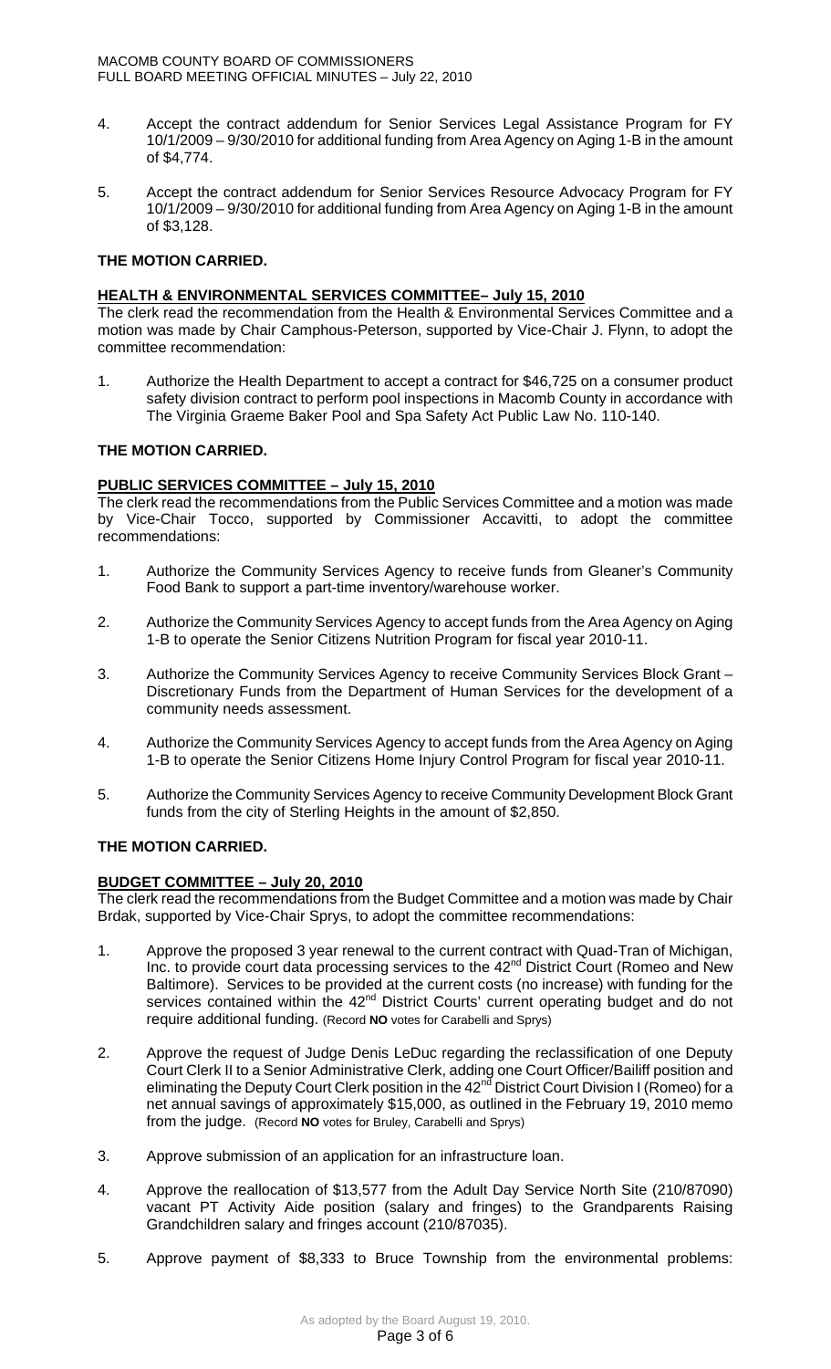4. Accept the contract addendum for Senior Services Legal Assistance Program for FY 10/1/2009 – 9/30/2010 for additional funding from Area Agency on Aging 1-B in the amount of $4,774.

5. Accept the contract addendum for Senior Services Resource Advocacy Program for FY 10/1/2009 – 9/30/2010 for additional funding from Area Agency on Aging 1-B in the amount of $3,128.

**THE MOTION CARRIED.**

**HEALTH & ENVIRONMENTAL SERVICES COMMITTEE– July 15, 2010**

The clerk read the recommendation from the Health & Environmental Services Committee and a motion was made by Chair Camphous-Peterson, supported by Vice-Chair J. Flynn, to adopt the committee recommendation:

1. Authorize the Health Department to accept a contract for $46,725 on a consumer product safety division contract to perform pool inspections in Macomb County in accordance with The Virginia Graeme Baker Pool and Spa Safety Act Public Law No. 110-140.

**THE MOTION CARRIED.**

**PUBLIC SERVICES COMMITTEE – July 15, 2010**

The clerk read the recommendations from the Public Services Committee and a motion was made by Vice-Chair Tocco, supported by Commissioner Accavitti, to adopt the committee recommendations:

1. Authorize the Community Services Agency to receive funds from Gleaner's Community Food Bank to support a part-time inventory/warehouse worker.

2. Authorize the Community Services Agency to accept funds from the Area Agency on Aging 1-B to operate the Senior Citizens Nutrition Program for fiscal year 2010-11.

3. Authorize the Community Services Agency to receive Community Services Block Grant – Discretionary Funds from the Department of Human Services for the development of a community needs assessment.

4. Authorize the Community Services Agency to accept funds from the Area Agency on Aging 1-B to operate the Senior Citizens Home Injury Control Program for fiscal year 2010-11.

5. Authorize the Community Services Agency to receive Community Development Block Grant funds from the city of Sterling Heights in the amount of $2,850.

**THE MOTION CARRIED.**

**BUDGET COMMITTEE – July 20, 2010**

The clerk read the recommendations from the Budget Committee and a motion was made by Chair Brdak, supported by Vice-Chair Sprys, to adopt the committee recommendations:

1. Approve the proposed 3 year renewal to the current contract with Quad-Tran of Michigan, Inc. to provide court data processing services to the 42nd District Court (Romeo and New Baltimore). Services to be provided at the current costs (no increase) with funding for the services contained within the 42nd District Courts' current operating budget and do not require additional funding. (Record **NO** votes for Carabelli and Sprys)

2. Approve the request of Judge Denis LeDuc regarding the reclassification of one Deputy Court Clerk II to a Senior Administrative Clerk, adding one Court Officer/Bailiff position and eliminating the Deputy Court Clerk position in the 42nd District Court Division I (Romeo) for a net annual savings of approximately $15,000, as outlined in the February 19, 2010 memo from the judge. (Record **NO** votes for Bruley, Carabelli and Sprys)

3. Approve submission of an application for an infrastructure loan.

4. Approve the reallocation of $13,577 from the Adult Day Service North Site (210/87090) vacant PT Activity Aide position (salary and fringes) to the Grandparents Raising Grandchildren salary and fringes account (210/87035).

5. Approve payment of $8,333 to Bruce Township from the environmental problems:

As adopted by the Board August 19, 2010.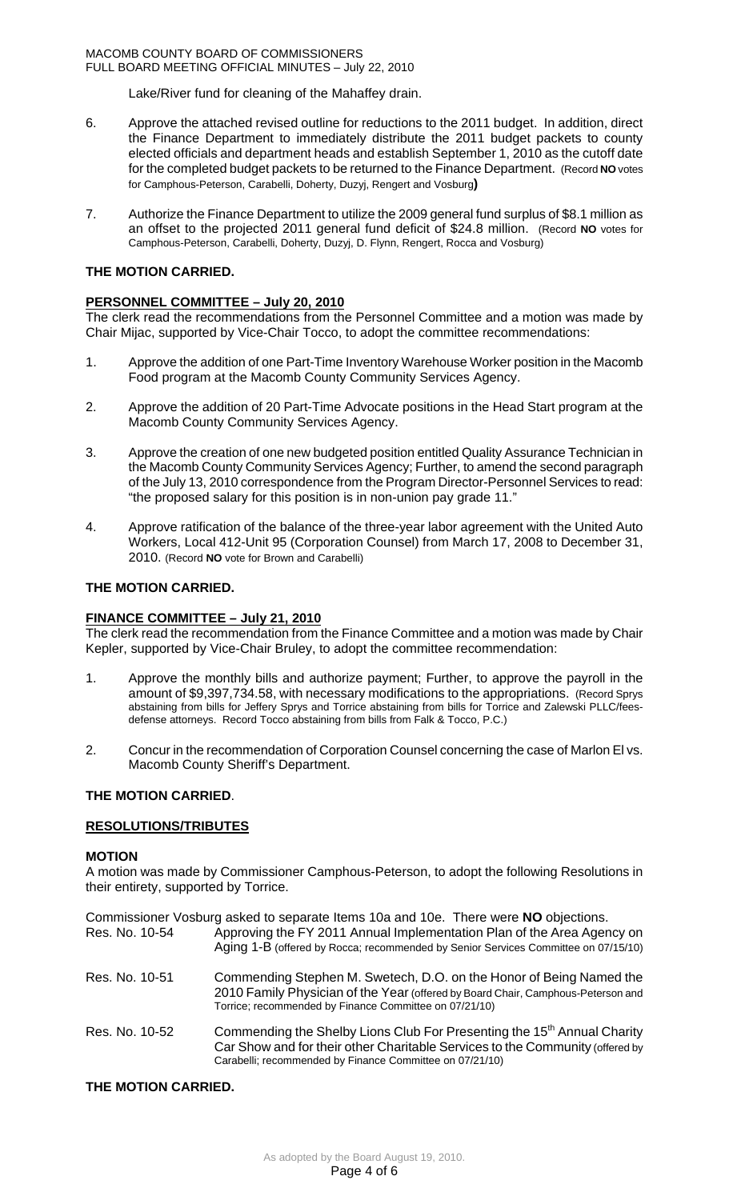Lake/River fund for cleaning of the Mahaffey drain.

6. Approve the attached revised outline for reductions to the 2011 budget. In addition, direct the Finance Department to immediately distribute the 2011 budget packets to county elected officials and department heads and establish September 1, 2010 as the cutoff date for the completed budget packets to be returned to the Finance Department. (Record **NO** votes for Camphous-Peterson, Carabelli, Doherty, Duzyj, Rengert and Vosburg**)**

7. Authorize the Finance Department to utilize the 2009 general fund surplus of $8.1 million as an offset to the projected 2011 general fund deficit of $24.8 million. (Record **NO** votes for Camphous-Peterson, Carabelli, Doherty, Duzyj, D. Flynn, Rengert, Rocca and Vosburg)

**THE MOTION CARRIED.**

**PERSONNEL COMMITTEE – July 20, 2010**

The clerk read the recommendations from the Personnel Committee and a motion was made by Chair Mijac, supported by Vice-Chair Tocco, to adopt the committee recommendations:

1. Approve the addition of one Part-Time Inventory Warehouse Worker position in the Macomb Food program at the Macomb County Community Services Agency.

2. Approve the addition of 20 Part-Time Advocate positions in the Head Start program at the Macomb County Community Services Agency.

3. Approve the creation of one new budgeted position entitled Quality Assurance Technician in the Macomb County Community Services Agency; Further, to amend the second paragraph of the July 13, 2010 correspondence from the Program Director-Personnel Services to read: "the proposed salary for this position is in non-union pay grade 11."

4. Approve ratification of the balance of the three-year labor agreement with the United Auto Workers, Local 412-Unit 95 (Corporation Counsel) from March 17, 2008 to December 31, 2010. (Record **NO** vote for Brown and Carabelli)

**THE MOTION CARRIED.**

**FINANCE COMMITTEE – July 21, 2010**

The clerk read the recommendation from the Finance Committee and a motion was made by Chair Kepler, supported by Vice-Chair Bruley, to adopt the committee recommendation:

1. Approve the monthly bills and authorize payment; Further, to approve the payroll in the amount of $9,397,734.58, with necessary modifications to the appropriations. (Record Sprys abstaining from bills for Jeffery Sprys and Torrice abstaining from bills for Torrice and Zalewski PLLC/fees-defense attorneys. Record Tocco abstaining from bills from Falk & Tocco, P.C.)

2. Concur in the recommendation of Corporation Counsel concerning the case of Marlon El vs. Macomb County Sheriff's Department.

**THE MOTION CARRIED**.

**RESOLUTIONS/TRIBUTES**

**MOTION**

A motion was made by Commissioner Camphous-Peterson, to adopt the following Resolutions in their entirety, supported by Torrice.

Commissioner Vosburg asked to separate Items 10a and 10e. There were **NO** objections.

Res. No. 10-54 — Approving the FY 2011 Annual Implementation Plan of the Area Agency on Aging 1-B (offered by Rocca; recommended by Senior Services Committee on 07/15/10)

Res. No. 10-51 — Commending Stephen M. Swetech, D.O. on the Honor of Being Named the 2010 Family Physician of the Year (offered by Board Chair, Camphous-Peterson and Torrice; recommended by Finance Committee on 07/21/10)

Res. No. 10-52 — Commending the Shelby Lions Club For Presenting the 15th Annual Charity Car Show and for their other Charitable Services to the Community (offered by Carabelli; recommended by Finance Committee on 07/21/10)

**THE MOTION CARRIED.**

As adopted by the Board August 19, 2010.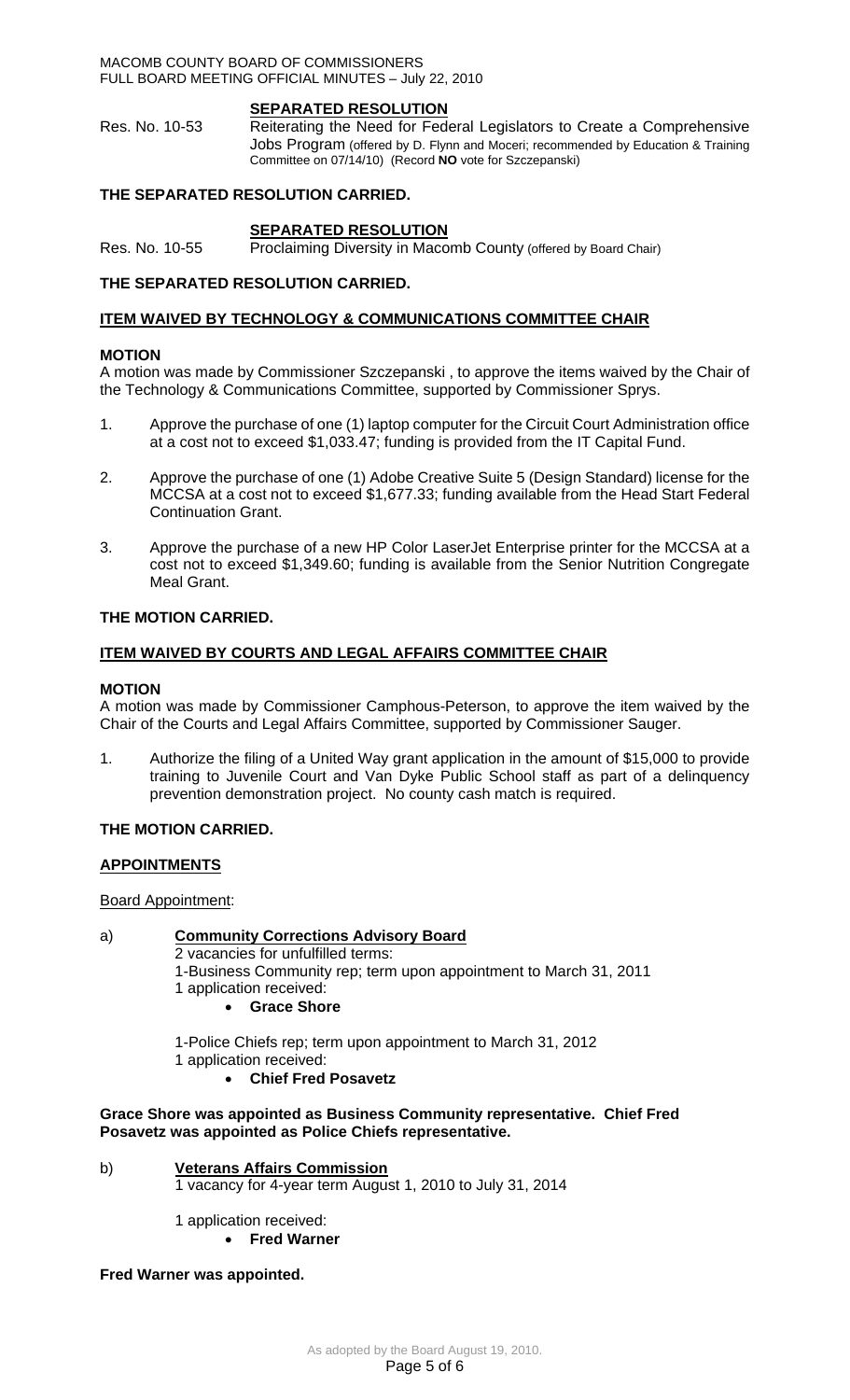## SEPARATED RESOLUTION

Res. No. 10-53 Reiterating the Need for Federal Legislators to Create a Comprehensive Jobs Program (offered by D. Flynn and Moceri; recommended by Education & Training Committee on 07/14/10) (Record **NO** vote for Szczepanski)

**THE SEPARATED RESOLUTION CARRIED.**

## SEPARATED RESOLUTION

Res. No. 10-55 Proclaiming Diversity in Macomb County (offered by Board Chair)

**THE SEPARATED RESOLUTION CARRIED.**

## ITEM WAIVED BY TECHNOLOGY & COMMUNICATIONS COMMITTEE CHAIR

**MOTION**

A motion was made by Commissioner Szczepanski , to approve the items waived by the Chair of the Technology & Communications Committee, supported by Commissioner Sprys.

1. Approve the purchase of one (1) laptop computer for the Circuit Court Administration office at a cost not to exceed $1,033.47; funding is provided from the IT Capital Fund.
2. Approve the purchase of one (1) Adobe Creative Suite 5 (Design Standard) license for the MCCSA at a cost not to exceed $1,677.33; funding available from the Head Start Federal Continuation Grant.
3. Approve the purchase of a new HP Color LaserJet Enterprise printer for the MCCSA at a cost not to exceed $1,349.60; funding is available from the Senior Nutrition Congregate Meal Grant.

**THE MOTION CARRIED.**

## ITEM WAIVED BY COURTS AND LEGAL AFFAIRS COMMITTEE CHAIR

**MOTION**

A motion was made by Commissioner Camphous-Peterson, to approve the item waived by the Chair of the Courts and Legal Affairs Committee, supported by Commissioner Sauger.

1. Authorize the filing of a United Way grant application in the amount of $15,000 to provide training to Juvenile Court and Van Dyke Public School staff as part of a delinquency prevention demonstration project. No county cash match is required.

**THE MOTION CARRIED.**

## APPOINTMENTS

Board Appointment:

a) **Community Corrections Advisory Board**

2 vacancies for unfulfilled terms:
1-Business Community rep; term upon appointment to March 31, 2011
1 application received:

- **Grace Shore**

1-Police Chiefs rep; term upon appointment to March 31, 2012
1 application received:

- **Chief Fred Posavetz**

**Grace Shore was appointed as Business Community representative. Chief Fred Posavetz was appointed as Police Chiefs representative.**

b) **Veterans Affairs Commission**

1 vacancy for 4-year term August 1, 2010 to July 31, 2014

1 application received:

- **Fred Warner**

**Fred Warner was appointed.**

As adopted by the Board August 19, 2010.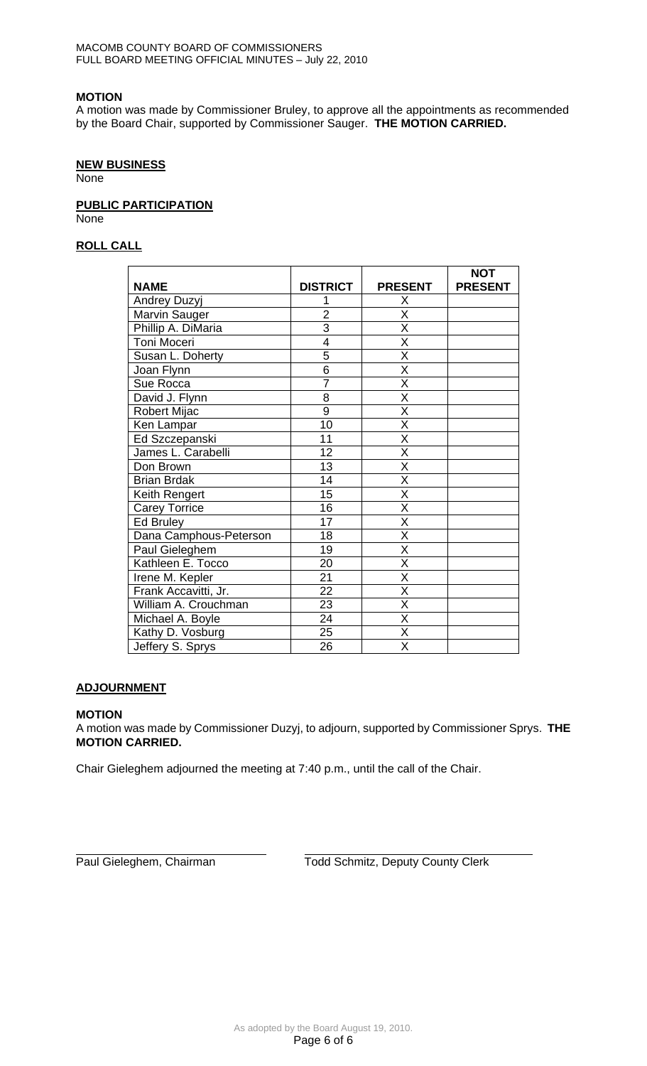**MOTION**

A motion was made by Commissioner Bruley, to approve all the appointments as recommended by the Board Chair, supported by Commissioner Sauger. **THE MOTION CARRIED.**

**NEW BUSINESS**

None

**PUBLIC PARTICIPATION**

None

**ROLL CALL**

| NAME | DISTRICT | PRESENT | NOT PRESENT |
|---|---|---|---|
| Andrey Duzyj | 1 | X | |
| Marvin Sauger | 2 | X | |
| Phillip A. DiMaria | 3 | X | |
| Toni Moceri | 4 | X | |
| Susan L. Doherty | 5 | X | |
| Joan Flynn | 6 | X | |
| Sue Rocca | 7 | X | |
| David J. Flynn | 8 | X | |
| Robert Mijac | 9 | X | |
| Ken Lampar | 10 | X | |
| Ed Szczepanski | 11 | X | |
| James L. Carabelli | 12 | X | |
| Don Brown | 13 | X | |
| Brian Brdak | 14 | X | |
| Keith Rengert | 15 | X | |
| Carey Torrice | 16 | X | |
| Ed Bruley | 17 | X | |
| Dana Camphous-Peterson | 18 | X | |
| Paul Gieleghem | 19 | X | |
| Kathleen E. Tocco | 20 | X | |
| Irene M. Kepler | 21 | X | |
| Frank Accavitti, Jr. | 22 | X | |
| William A. Crouchman | 23 | X | |
| Michael A. Boyle | 24 | X | |
| Kathy D. Vosburg | 25 | X | |
| Jeffery S. Sprys | 26 | X | |

**ADJOURNMENT**

**MOTION**

A motion was made by Commissioner Duzyj, to adjourn, supported by Commissioner Sprys. **THE MOTION CARRIED.**

Chair Gieleghem adjourned the meeting at 7:40 p.m., until the call of the Chair.

Paul Gieleghem, Chairman

Todd Schmitz, Deputy County Clerk

As adopted by the Board August 19, 2010.